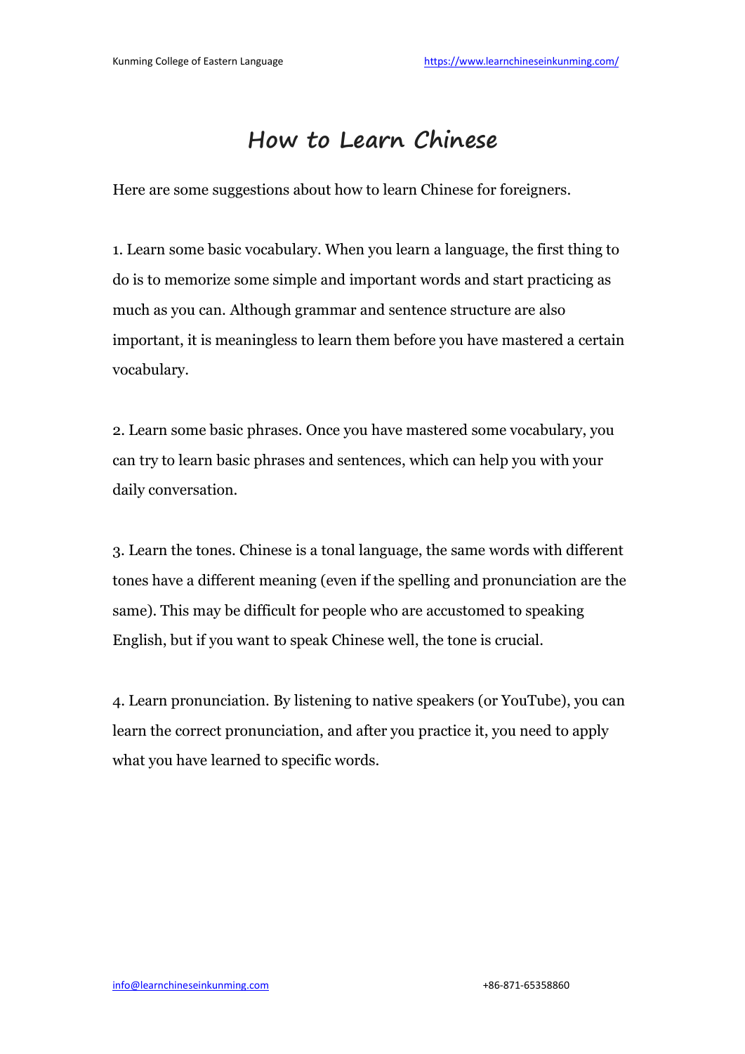# How to Learn Chinese

Here are some suggestions about how to learn Chinese for foreigners.

1. Learn some basic vocabulary. When you learn a language, the first thing to do is to memorize some simple and important words and start practicing as much as you can. Although grammar and sentence structure are also important, it is meaningless to learn them before you have mastered a certain vocabulary.

2. Learn some basic phrases. Once you have mastered some vocabulary, you can try to learn basic phrases and sentences, which can help you with your daily conversation.

3. Learn the tones. Chinese is a tonal language, the same words with different tones have a different meaning (even if the spelling and pronunciation are the same). This may be difficult for people who are accustomed to speaking English, but if you want to speak Chinese well, the tone is crucial.

4. Learn pronunciation. By listening to native speakers (or YouTube), you can learn the correct pronunciation, and after you practice it, you need to apply what you have learned to specific words.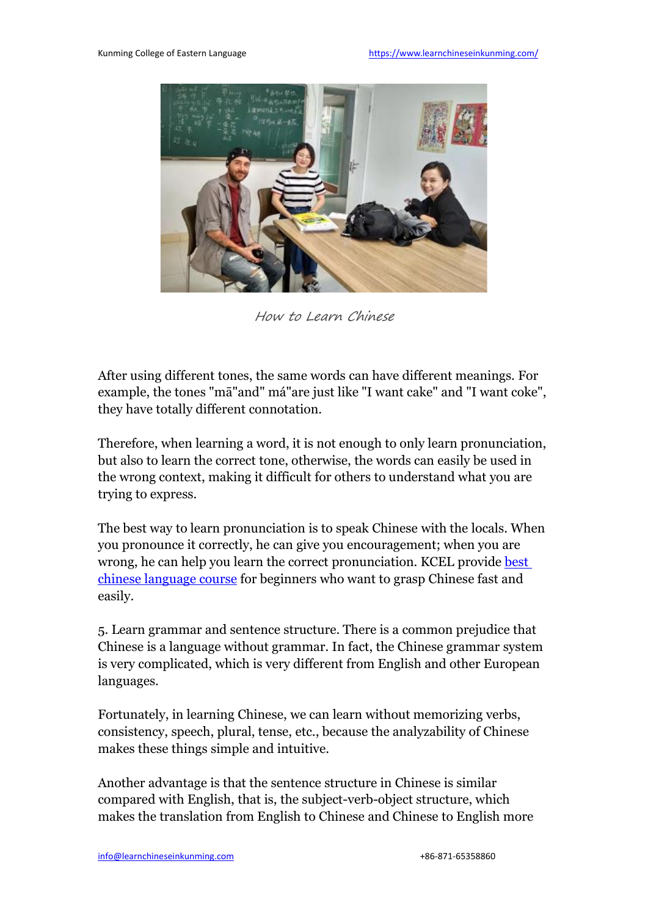How to Learn Chinese

After using different tones, the same words can have different meanings. For example, the tones "mā"and" má"are just like "I want cake" and "I want coke", they have totally different connotation.

Therefore, when learning a word, it is not enough to only learn pronunciation, but also to learn the correct tone, otherwise, the words can easily be used in the wrong context, making it difficult for others to understand what you are trying to express.

The best way to learn pronunciation is to speak Chinese with the locals. When you pronounce it correctly, he can give you encouragement; when you are wrong, he can help you learn the correct pronunciation. KCEL provide [best chinese language course](https://www.learnchineseinkunming.com/) for beginners who want to grasp Chinese fast and easily.

5. Learn grammar and sentence structure. There is a common prejudice that Chinese is a language without grammar. In fact, the Chinese grammar system is very complicated, which is very different from English and other European languages.

Fortunately, in learning Chinese, we can learn without memorizing verbs, consistency, speech, plural, tense, etc., because the analyzability of Chinese makes these things simple and intuitive.

Another advantage is that the sentence structure in Chinese is similar compared with English, that is, the subject-verb-object structure, which makes the translation from English to Chinese and Chinese to English more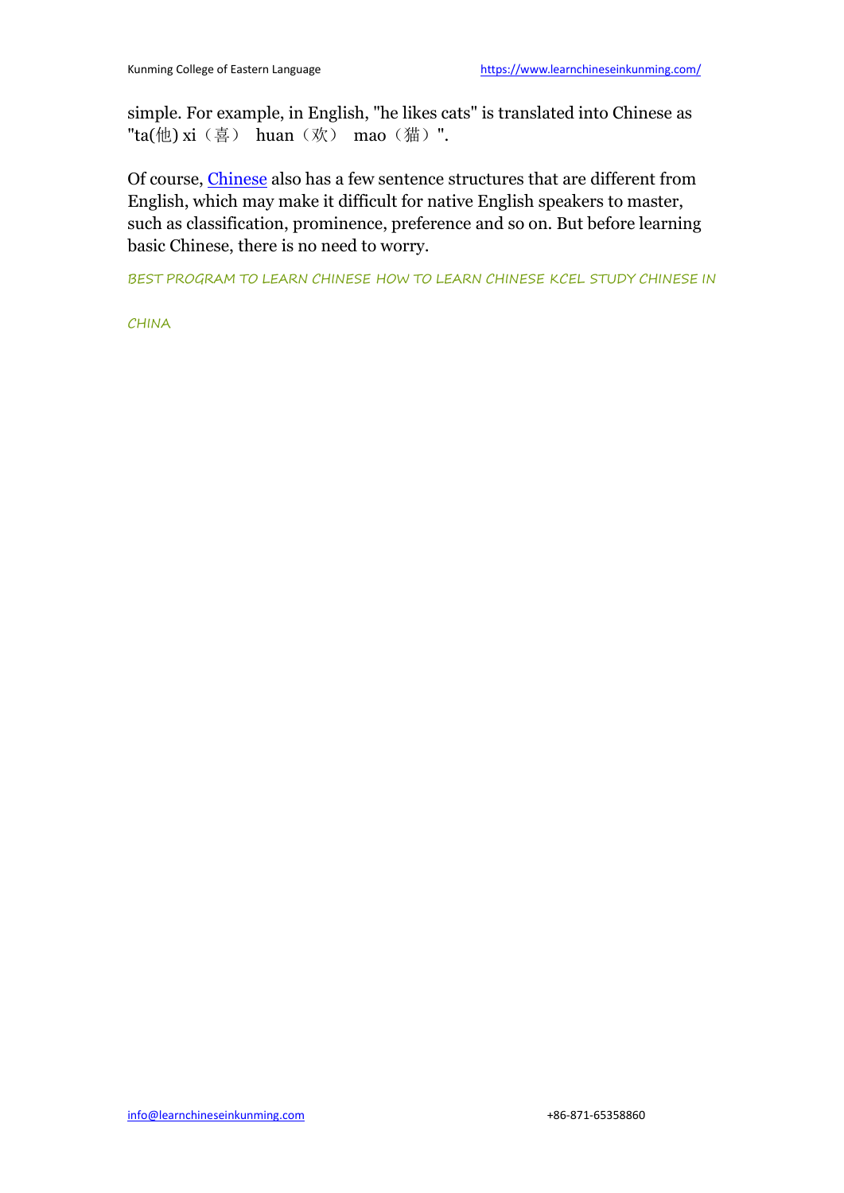simple. For example, in English, "he likes cats" is translated into Chinese as "ta(他) xi（喜） huan（欢） mao（猫）".

Of course, Chinese also has a few sentence structures that are different from English, which may make it difficult for native English speakers to master, such as classification, prominence, preference and so on. But before learning basic Chinese, there is no need to worry.

BEST PROGRAM TO LEARN CHINESE HOW TO LEARN CHINESE KCEL STUDY CHINESE IN CHINA